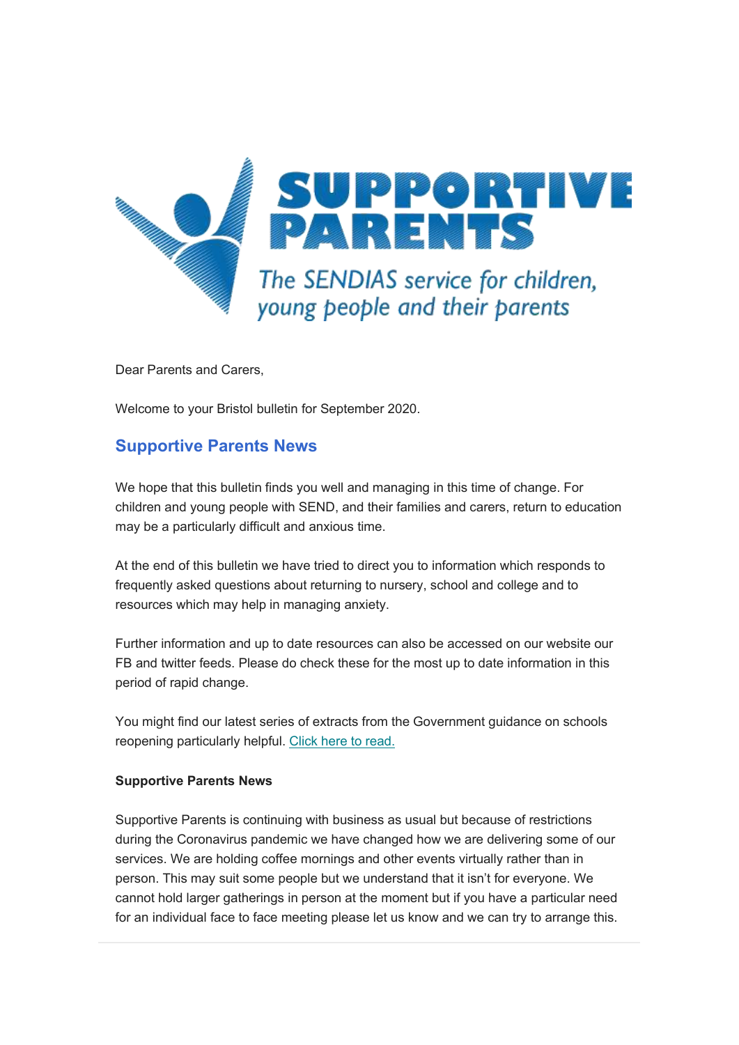# SUPPORTIVE PARENTS

*The SENDIAS service for children, young people and their parents*

Dear Parents and Carers,

Welcome to your Bristol bulletin for September 2020.

## Supportive Parents News

We hope that this bulletin finds you well and managing in this time of change. For children and young people with SEND, and their families and carers, return to education may be a particularly difficult and anxious time.

At the end of this bulletin we have tried to direct you to information which responds to frequently asked questions about returning to nursery, school and college and to resources which may help in managing anxiety.

Further information and up to date resources can also be accessed on our website our FB and twitter feeds. Please do check these for the most up to date information in this period of rapid change.

You might find our latest series of extracts from the Government guidance on schools reopening particularly helpful. Click here to read.

**Supportive Parents News**

Supportive Parents is continuing with business as usual but because of restrictions during the Coronavirus pandemic we have changed how we are delivering some of our services. We are holding coffee mornings and other events virtually rather than in person. This may suit some people but we understand that it isn't for everyone. We cannot hold larger gatherings in person at the moment but if you have a particular need for an individual face to face meeting please let us know and we can try to arrange this.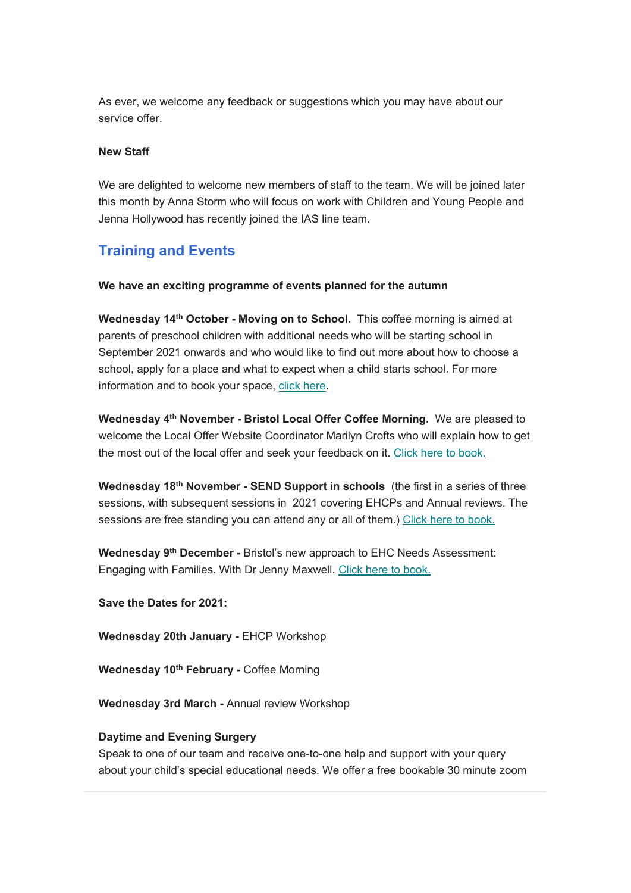As ever, we welcome any feedback or suggestions which you may have about our service offer.

**New Staff**

We are delighted to welcome new members of staff to the team. We will be joined later this month by Anna Storm who will focus on work with Children and Young People and Jenna Hollywood has recently joined the IAS line team.

## Training and Events

**We have an exciting programme of events planned for the autumn**

**Wednesday 14th October - Moving on to School.** This coffee morning is aimed at parents of preschool children with additional needs who will be starting school in September 2021 onwards and who would like to find out more about how to choose a school, apply for a place and what to expect when a child starts school. For more information and to book your space, click here**.**

**Wednesday 4th November - Bristol Local Offer Coffee Morning.** We are pleased to welcome the Local Offer Website Coordinator Marilyn Crofts who will explain how to get the most out of the local offer and seek your feedback on it. Click here to book.

**Wednesday 18th November - SEND Support in schools** (the first in a series of three sessions, with subsequent sessions in 2021 covering EHCPs and Annual reviews. The sessions are free standing you can attend any or all of them.) Click here to book.

**Wednesday 9th December -** Bristol's new approach to EHC Needs Assessment: Engaging with Families. With Dr Jenny Maxwell. Click here to book.

**Save the Dates for 2021:**

**Wednesday 20th January -** EHCP Workshop

**Wednesday 10th February -** Coffee Morning

**Wednesday 3rd March -** Annual review Workshop

**Daytime and Evening Surgery**
Speak to one of our team and receive one-to-one help and support with your query about your child's special educational needs. We offer a free bookable 30 minute zoom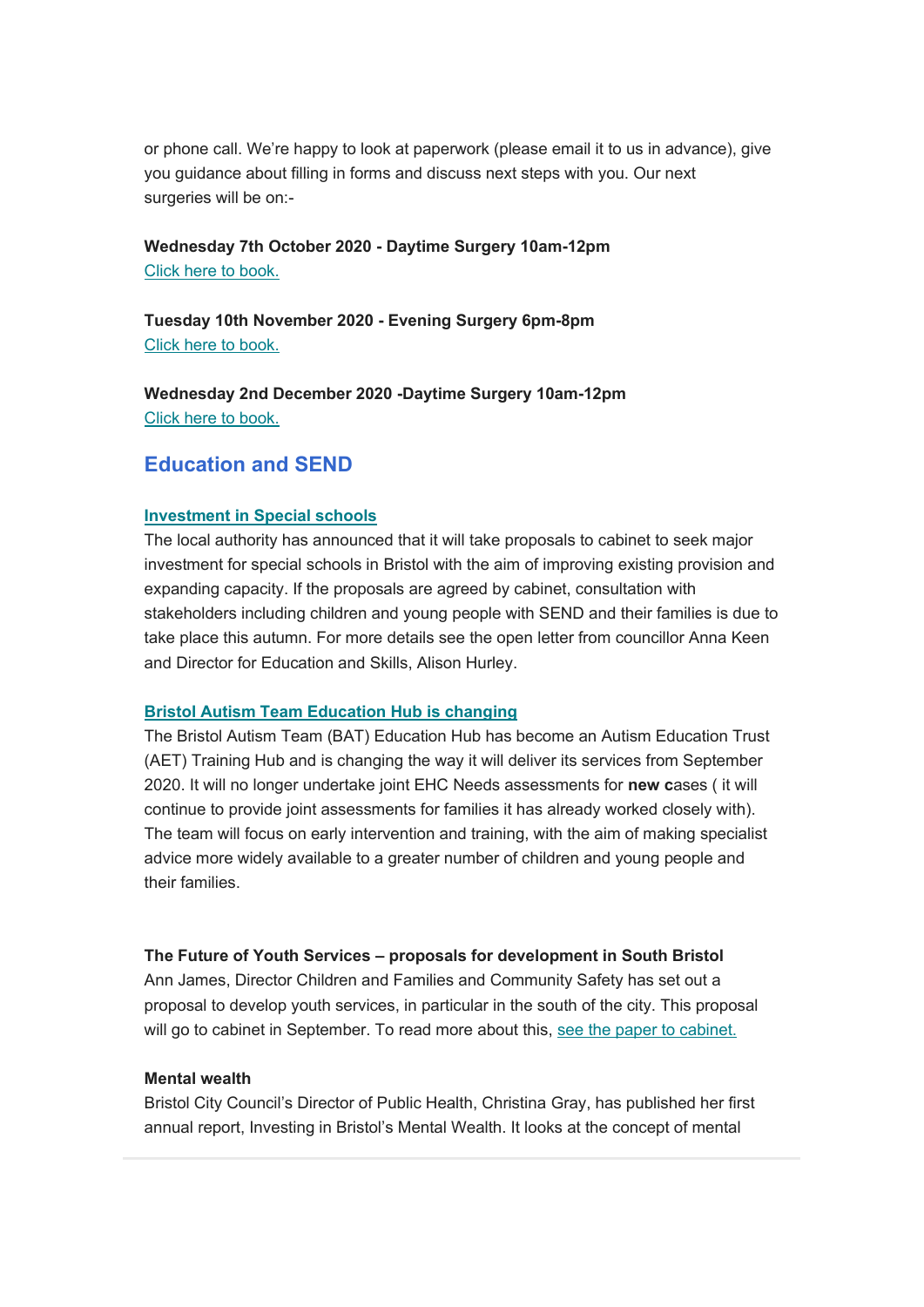or phone call. We're happy to look at paperwork (please email it to us in advance), give you guidance about filling in forms and discuss next steps with you. Our next surgeries will be on:-

**Wednesday 7th October 2020 - Daytime Surgery 10am-12pm**
Click here to book.

**Tuesday 10th November 2020 - Evening Surgery 6pm-8pm**
Click here to book.

**Wednesday 2nd December 2020 -Daytime Surgery 10am-12pm**
Click here to book.

## Education and SEND

### Investment in Special schools

The local authority has announced that it will take proposals to cabinet to seek major investment for special schools in Bristol with the aim of improving existing provision and expanding capacity. If the proposals are agreed by cabinet, consultation with stakeholders including children and young people with SEND and their families is due to take place this autumn. For more details see the open letter from councillor Anna Keen and Director for Education and Skills, Alison Hurley.

### Bristol Autism Team Education Hub is changing

The Bristol Autism Team (BAT) Education Hub has become an Autism Education Trust (AET) Training Hub and is changing the way it will deliver its services from September 2020. It will no longer undertake joint EHC Needs assessments for **new c**ases ( it will continue to provide joint assessments for families it has already worked closely with). The team will focus on early intervention and training, with the aim of making specialist advice more widely available to a greater number of children and young people and their families.

**The Future of Youth Services – proposals for development in South Bristol**
Ann James, Director Children and Families and Community Safety has set out a proposal to develop youth services, in particular in the south of the city. This proposal will go to cabinet in September. To read more about this, see the paper to cabinet.

**Mental wealth**
Bristol City Council's Director of Public Health, Christina Gray, has published her first annual report, Investing in Bristol's Mental Wealth. It looks at the concept of mental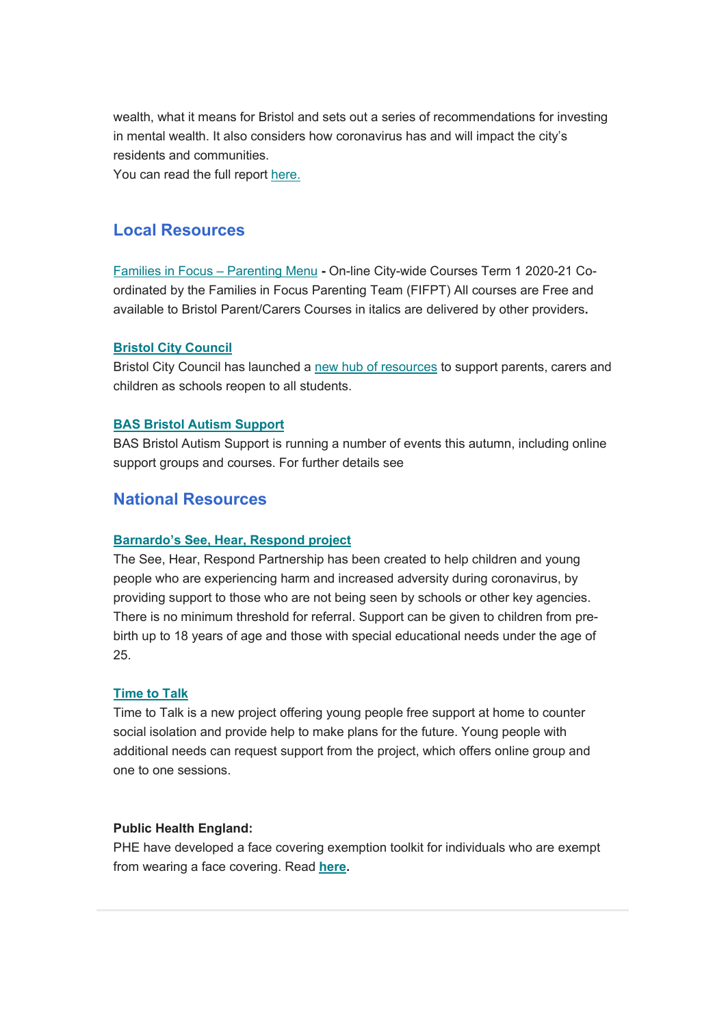wealth, what it means for Bristol and sets out a series of recommendations for investing in mental wealth. It also considers how coronavirus has and will impact the city's residents and communities.
You can read the full report here.

## Local Resources

Families in Focus – Parenting Menu **-** On-line City-wide Courses Term 1 2020-21 Co-ordinated by the Families in Focus Parenting Team (FIFPT) All courses are Free and available to Bristol Parent/Carers Courses in italics are delivered by other providers**.**

**Bristol City Council**
Bristol City Council has launched a new hub of resources to support parents, carers and children as schools reopen to all students.

**BAS Bristol Autism Support**
BAS Bristol Autism Support is running a number of events this autumn, including online support groups and courses. For further details see

## National Resources

**Barnardo's See, Hear, Respond project**
The See, Hear, Respond Partnership has been created to help children and young people who are experiencing harm and increased adversity during coronavirus, by providing support to those who are not being seen by schools or other key agencies. There is no minimum threshold for referral. Support can be given to children from pre-birth up to 18 years of age and those with special educational needs under the age of 25.

**Time to Talk**
Time to Talk is a new project offering young people free support at home to counter social isolation and provide help to make plans for the future. Young people with additional needs can request support from the project, which offers online group and one to one sessions.

**Public Health England:**
PHE have developed a face covering exemption toolkit for individuals who are exempt from wearing a face covering. Read **here.**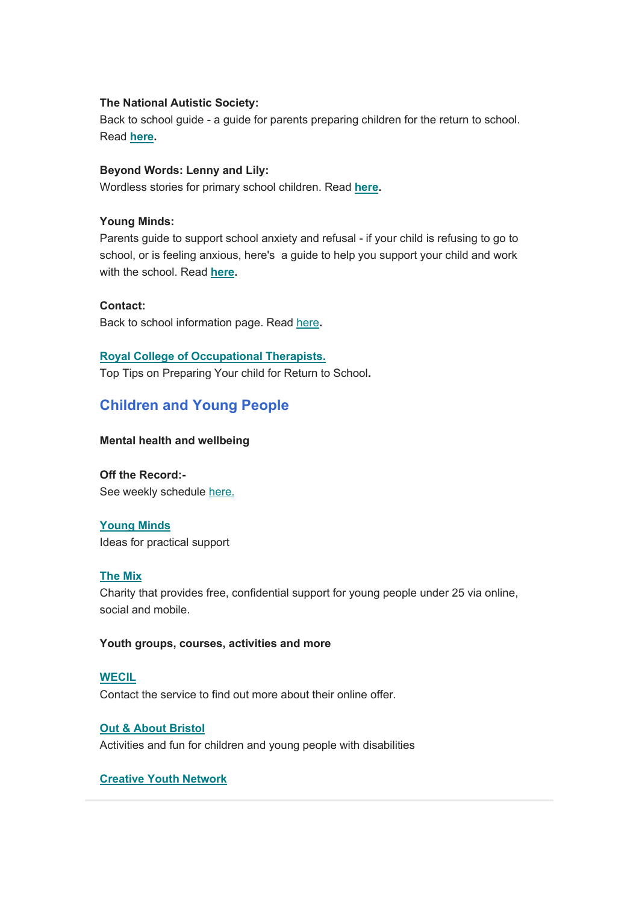**The National Autistic Society:**
Back to school guide - a guide for parents preparing children for the return to school. Read **here**.

**Beyond Words: Lenny and Lily:**
Wordless stories for primary school children. Read **here**.

**Young Minds:**
Parents guide to support school anxiety and refusal - if your child is refusing to go to school, or is feeling anxious, here's a guide to help you support your child and work with the school. Read **here**.

**Contact:**
Back to school information page. Read here.

**Royal College of Occupational Therapists.**
Top Tips on Preparing Your child for Return to School.

## Children and Young People

**Mental health and wellbeing**

**Off the Record:-**
See weekly schedule here.

**Young Minds**
Ideas for practical support

**The Mix**
Charity that provides free, confidential support for young people under 25 via online, social and mobile.

**Youth groups, courses, activities and more**

**WECIL**
Contact the service to find out more about their online offer.

**Out & About Bristol**
Activities and fun for children and young people with disabilities

**Creative Youth Network**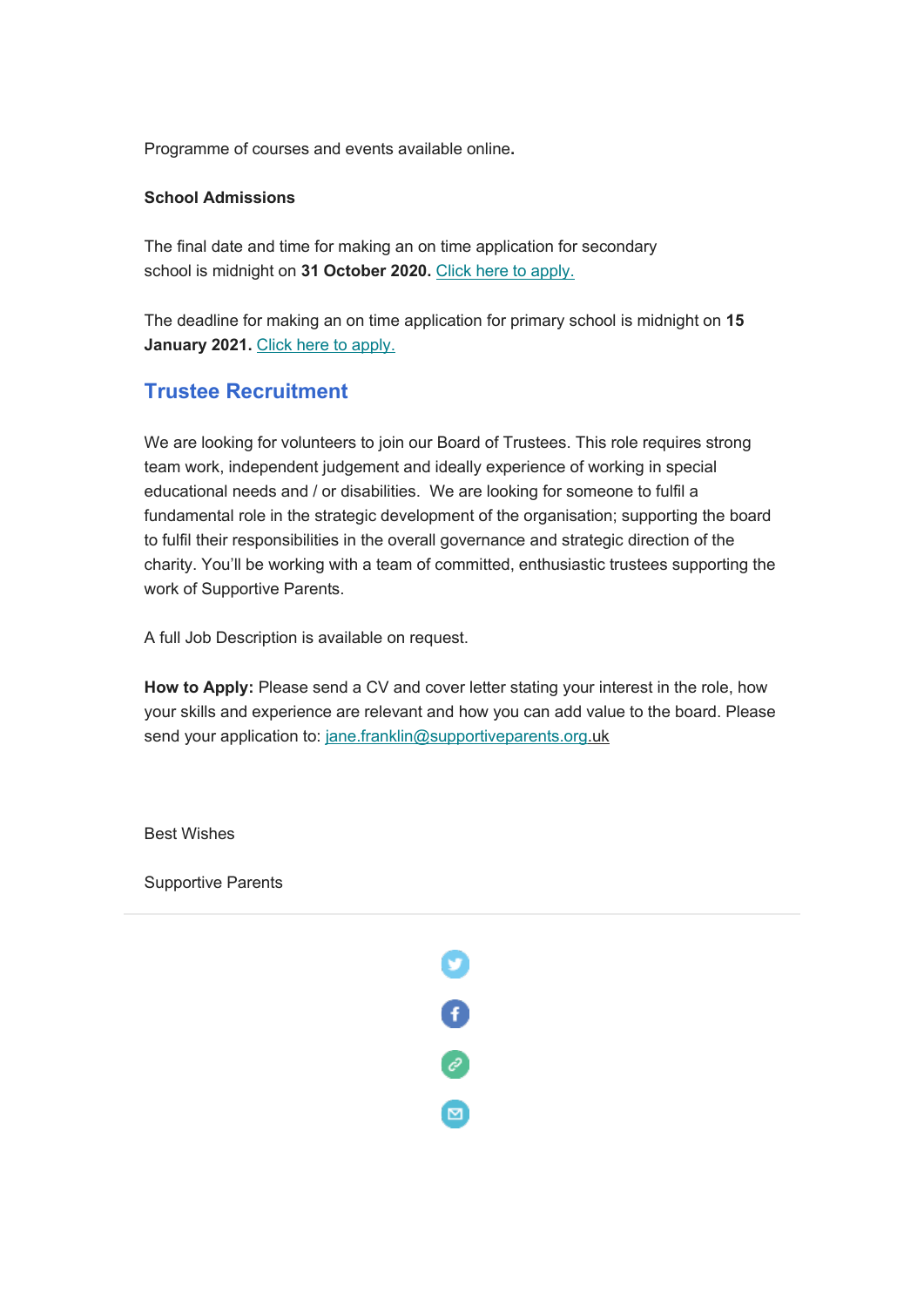Programme of courses and events available online**.**

**School Admissions**

The final date and time for making an on time application for secondary school is midnight on **31 October 2020.** Click here to apply.

The deadline for making an on time application for primary school is midnight on **15 January 2021.** Click here to apply.

## Trustee Recruitment

We are looking for volunteers to join our Board of Trustees. This role requires strong team work, independent judgement and ideally experience of working in special educational needs and / or disabilities. We are looking for someone to fulfil a fundamental role in the strategic development of the organisation; supporting the board to fulfil their responsibilities in the overall governance and strategic direction of the charity. You'll be working with a team of committed, enthusiastic trustees supporting the work of Supportive Parents.

A full Job Description is available on request.

**How to Apply:** Please send a CV and cover letter stating your interest in the role, how your skills and experience are relevant and how you can add value to the board. Please send your application to: jane.franklin@supportiveparents.org.uk

Best Wishes

Supportive Parents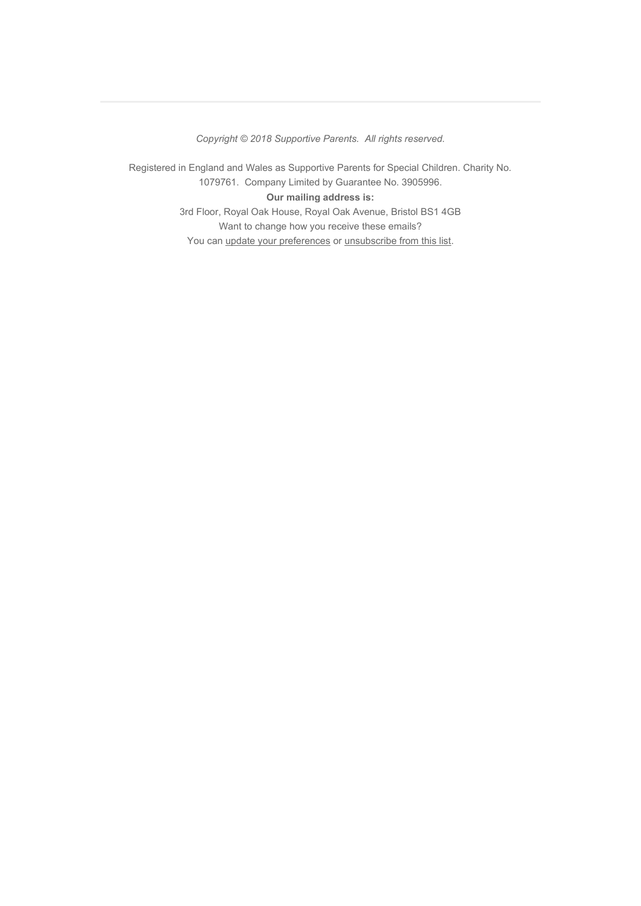---

*Copyright © 2018 Supportive Parents.  All rights reserved.*

Registered in England and Wales as Supportive Parents for Special Children. Charity No. 1079761.  Company Limited by Guarantee No. 3905996.

**Our mailing address is:**

3rd Floor, Royal Oak House, Royal Oak Avenue, Bristol BS1 4GB

Want to change how you receive these emails?

You can update your preferences or unsubscribe from this list.